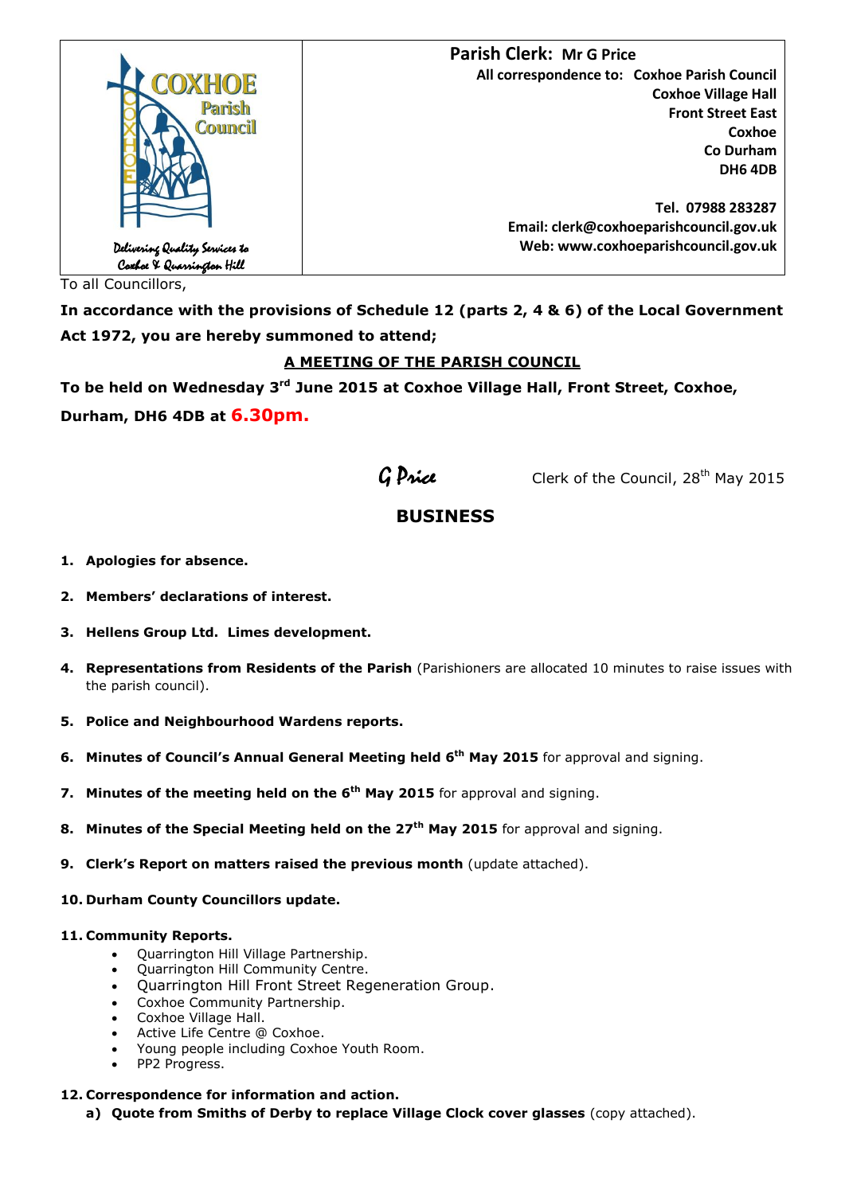COXHOE Parish Council

Delivering Quality Services to Coxhoe & Quarrington Hill

**Parish Clerk: Mr G Price**
**All correspondence to: Coxhoe Parish Council**
**Coxhoe Village Hall**
**Front Street East**
**Coxhoe**
**Co Durham**
**DH6 4DB**

**Tel. 07988 283287**
**Email: clerk@coxhoeparishcouncil.gov.uk**
**Web: www.coxhoeparishcouncil.gov.uk**

To all Councillors,

**In accordance with the provisions of Schedule 12 (parts 2, 4 & 6) of the Local Government Act 1972, you are hereby summoned to attend;**

**A MEETING OF THE PARISH COUNCIL**

**To be held on Wednesday 3rd June 2015 at Coxhoe Village Hall, Front Street, Coxhoe, Durham, DH6 4DB at 6.30pm.**

*G Price* Clerk of the Council, 28th May 2015

## BUSINESS

1. **Apologies for absence.**
2. **Members' declarations of interest.**
3. **Hellens Group Ltd. Limes development.**
4. **Representations from Residents of the Parish** (Parishioners are allocated 10 minutes to raise issues with the parish council).
5. **Police and Neighbourhood Wardens reports.**
6. **Minutes of Council's Annual General Meeting held 6th May 2015** for approval and signing.
7. **Minutes of the meeting held on the 6th May 2015** for approval and signing.
8. **Minutes of the Special Meeting held on the 27th May 2015** for approval and signing.
9. **Clerk's Report on matters raised the previous month** (update attached).
10. **Durham County Councillors update.**
11. **Community Reports.**
    - Quarrington Hill Village Partnership.
    - Quarrington Hill Community Centre.
    - Quarrington Hill Front Street Regeneration Group.
    - Coxhoe Community Partnership.
    - Coxhoe Village Hall.
    - Active Life Centre @ Coxhoe.
    - Young people including Coxhoe Youth Room.
    - PP2 Progress.
12. **Correspondence for information and action.**
    a) **Quote from Smiths of Derby to replace Village Clock cover glasses** (copy attached).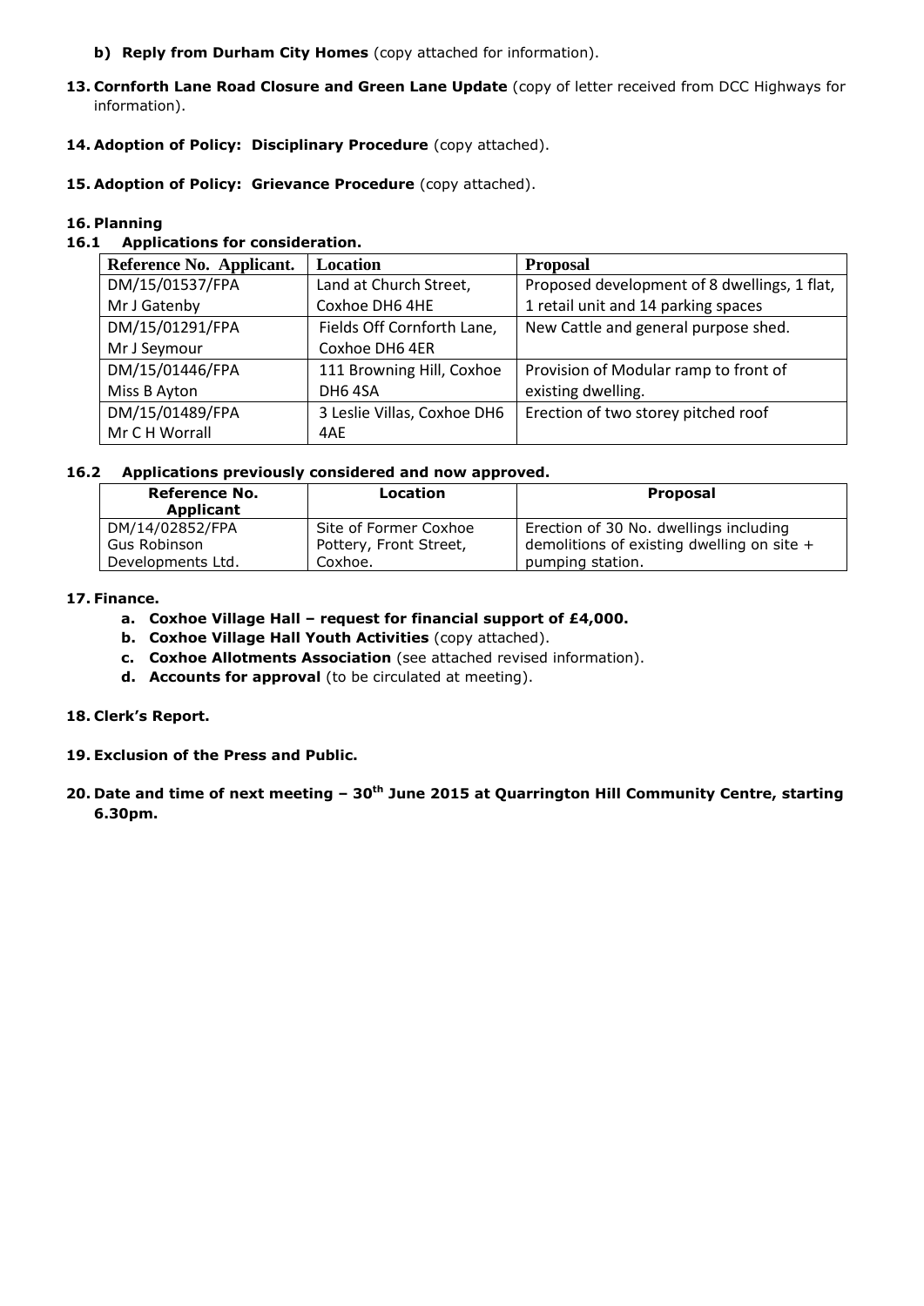**b) Reply from Durham City Homes** (copy attached for information).

**13. Cornforth Lane Road Closure and Green Lane Update** (copy of letter received from DCC Highways for information).

**14. Adoption of Policy: Disciplinary Procedure** (copy attached).

**15. Adoption of Policy: Grievance Procedure** (copy attached).

**16. Planning**

**16.1 Applications for consideration.**

| Reference No. Applicant. | Location | Proposal |
|---|---|---|
| DM/15/01537/FPA Mr J Gatenby | Land at Church Street, Coxhoe DH6 4HE | Proposed development of 8 dwellings, 1 flat, 1 retail unit and 14 parking spaces |
| DM/15/01291/FPA Mr J Seymour | Fields Off Cornforth Lane, Coxhoe DH6 4ER | New Cattle and general purpose shed. |
| DM/15/01446/FPA Miss B Ayton | 111 Browning Hill, Coxhoe DH6 4SA | Provision of Modular ramp to front of existing dwelling. |
| DM/15/01489/FPA Mr C H Worrall | 3 Leslie Villas, Coxhoe DH6 4AE | Erection of two storey pitched roof |

**16.2 Applications previously considered and now approved.**

| Reference No. Applicant | Location | Proposal |
|---|---|---|
| DM/14/02852/FPA Gus Robinson Developments Ltd. | Site of Former Coxhoe Pottery, Front Street, Coxhoe. | Erection of 30 No. dwellings including demolitions of existing dwelling on site + pumping station. |

**17. Finance.**

a. **Coxhoe Village Hall – request for financial support of £4,000.**
b. **Coxhoe Village Hall Youth Activities** (copy attached).
c. **Coxhoe Allotments Association** (see attached revised information).
d. **Accounts for approval** (to be circulated at meeting).

**18. Clerk's Report.**

**19. Exclusion of the Press and Public.**

**20. Date and time of next meeting – 30th June 2015 at Quarrington Hill Community Centre, starting 6.30pm.**